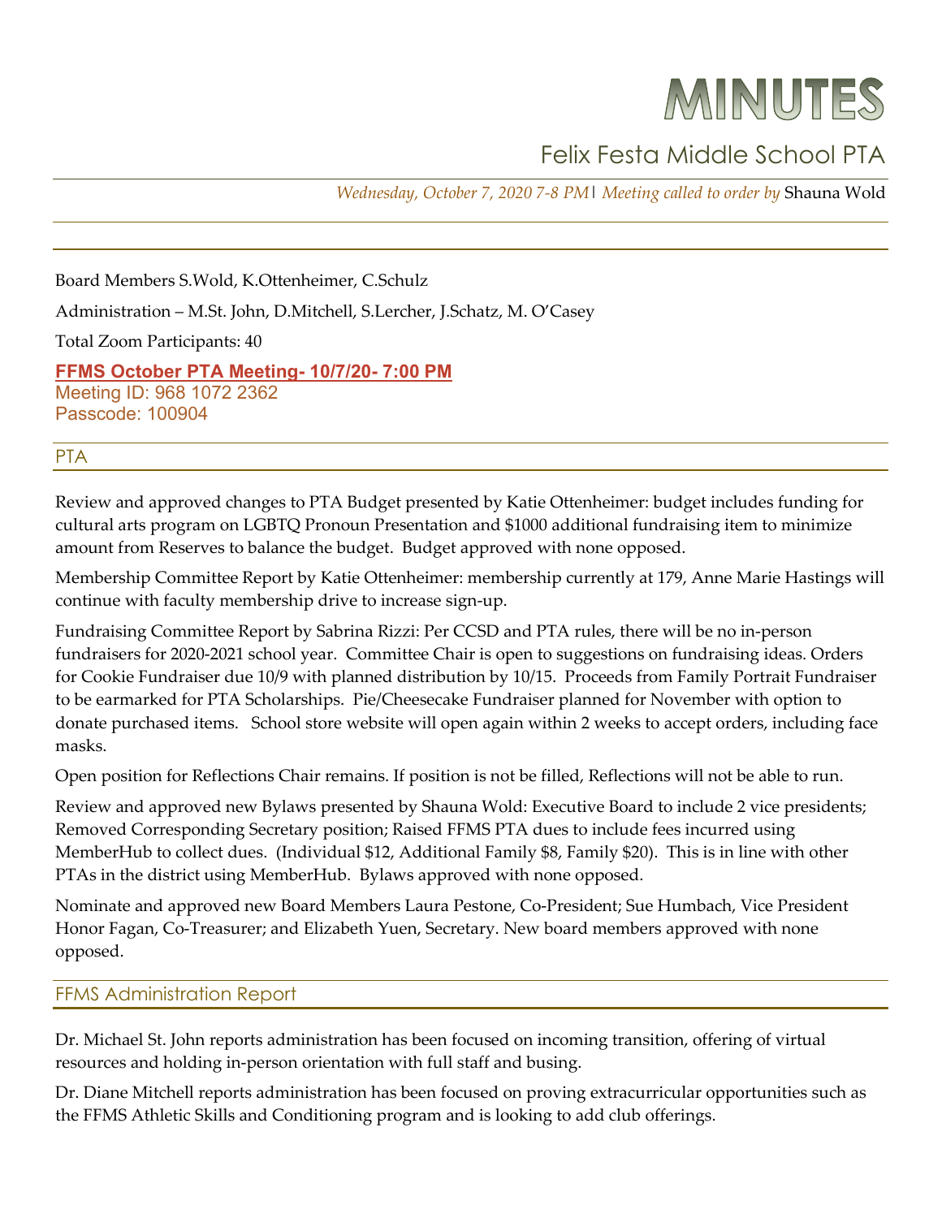# MINUTES

## Felix Festa Middle School PTA

*Wednesday, October 7, 2020 7-8 PM* | *Meeting called to order by* Shauna Wold

---

Board Members S.Wold, K.Ottenheimer, C.Schulz

Administration – M.St. John, D.Mitchell, S.Lercher, J.Schatz, M. O'Casey

Total Zoom Participants: 40

**FFMS October PTA Meeting- 10/7/20- 7:00 PM**
Meeting ID: 968 1072 2362
Passcode: 100904

## PTA

Review and approved changes to PTA Budget presented by Katie Ottenheimer: budget includes funding for cultural arts program on LGBTQ Pronoun Presentation and $1000 additional fundraising item to minimize amount from Reserves to balance the budget. Budget approved with none opposed.

Membership Committee Report by Katie Ottenheimer: membership currently at 179, Anne Marie Hastings will continue with faculty membership drive to increase sign-up.

Fundraising Committee Report by Sabrina Rizzi: Per CCSD and PTA rules, there will be no in-person fundraisers for 2020-2021 school year. Committee Chair is open to suggestions on fundraising ideas. Orders for Cookie Fundraiser due 10/9 with planned distribution by 10/15. Proceeds from Family Portrait Fundraiser to be earmarked for PTA Scholarships. Pie/Cheesecake Fundraiser planned for November with option to donate purchased items. School store website will open again within 2 weeks to accept orders, including face masks.

Open position for Reflections Chair remains. If position is not be filled, Reflections will not be able to run.

Review and approved new Bylaws presented by Shauna Wold: Executive Board to include 2 vice presidents; Removed Corresponding Secretary position; Raised FFMS PTA dues to include fees incurred using MemberHub to collect dues. (Individual $12, Additional Family $8, Family $20). This is in line with other PTAs in the district using MemberHub. Bylaws approved with none opposed.

Nominate and approved new Board Members Laura Pestone, Co-President; Sue Humbach, Vice President Honor Fagan, Co-Treasurer; and Elizabeth Yuen, Secretary. New board members approved with none opposed.

## FFMS Administration Report

Dr. Michael St. John reports administration has been focused on incoming transition, offering of virtual resources and holding in-person orientation with full staff and busing.

Dr. Diane Mitchell reports administration has been focused on proving extracurricular opportunities such as the FFMS Athletic Skills and Conditioning program and is looking to add club offerings.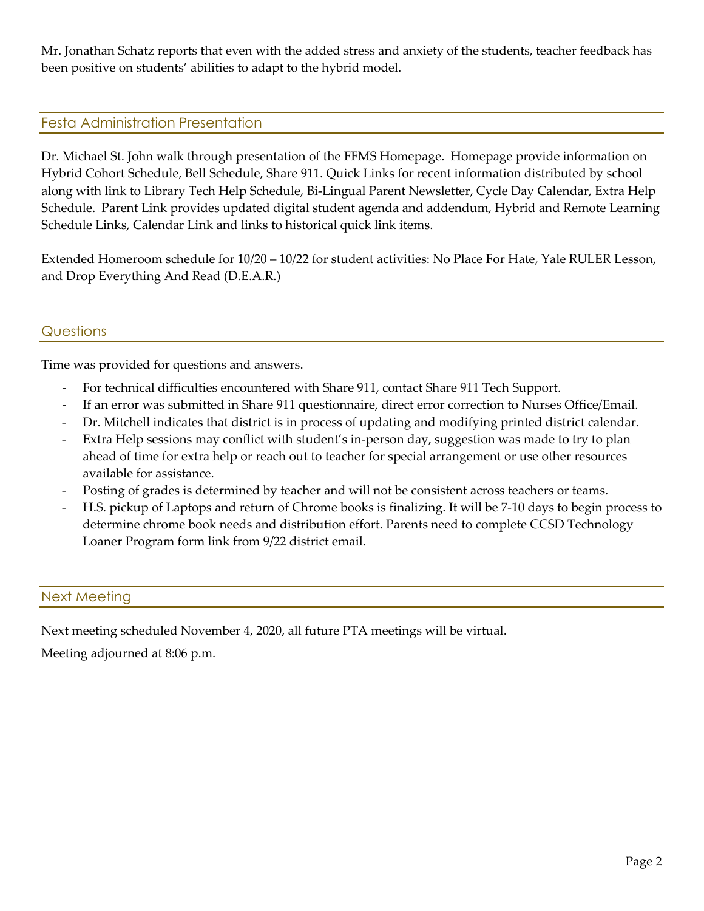Mr. Jonathan Schatz reports that even with the added stress and anxiety of the students, teacher feedback has been positive on students' abilities to adapt to the hybrid model.

## Festa Administration Presentation

Dr. Michael St. John walk through presentation of the FFMS Homepage. Homepage provide information on Hybrid Cohort Schedule, Bell Schedule, Share 911. Quick Links for recent information distributed by school along with link to Library Tech Help Schedule, Bi-Lingual Parent Newsletter, Cycle Day Calendar, Extra Help Schedule. Parent Link provides updated digital student agenda and addendum, Hybrid and Remote Learning Schedule Links, Calendar Link and links to historical quick link items.

Extended Homeroom schedule for 10/20 – 10/22 for student activities: No Place For Hate, Yale RULER Lesson, and Drop Everything And Read (D.E.A.R.)

## Questions

Time was provided for questions and answers.

- For technical difficulties encountered with Share 911, contact Share 911 Tech Support.
- If an error was submitted in Share 911 questionnaire, direct error correction to Nurses Office/Email.
- Dr. Mitchell indicates that district is in process of updating and modifying printed district calendar.
- Extra Help sessions may conflict with student's in-person day, suggestion was made to try to plan ahead of time for extra help or reach out to teacher for special arrangement or use other resources available for assistance.
- Posting of grades is determined by teacher and will not be consistent across teachers or teams.
- H.S. pickup of Laptops and return of Chrome books is finalizing. It will be 7-10 days to begin process to determine chrome book needs and distribution effort. Parents need to complete CCSD Technology Loaner Program form link from 9/22 district email.

## Next Meeting

Next meeting scheduled November 4, 2020, all future PTA meetings will be virtual.

Meeting adjourned at 8:06 p.m.